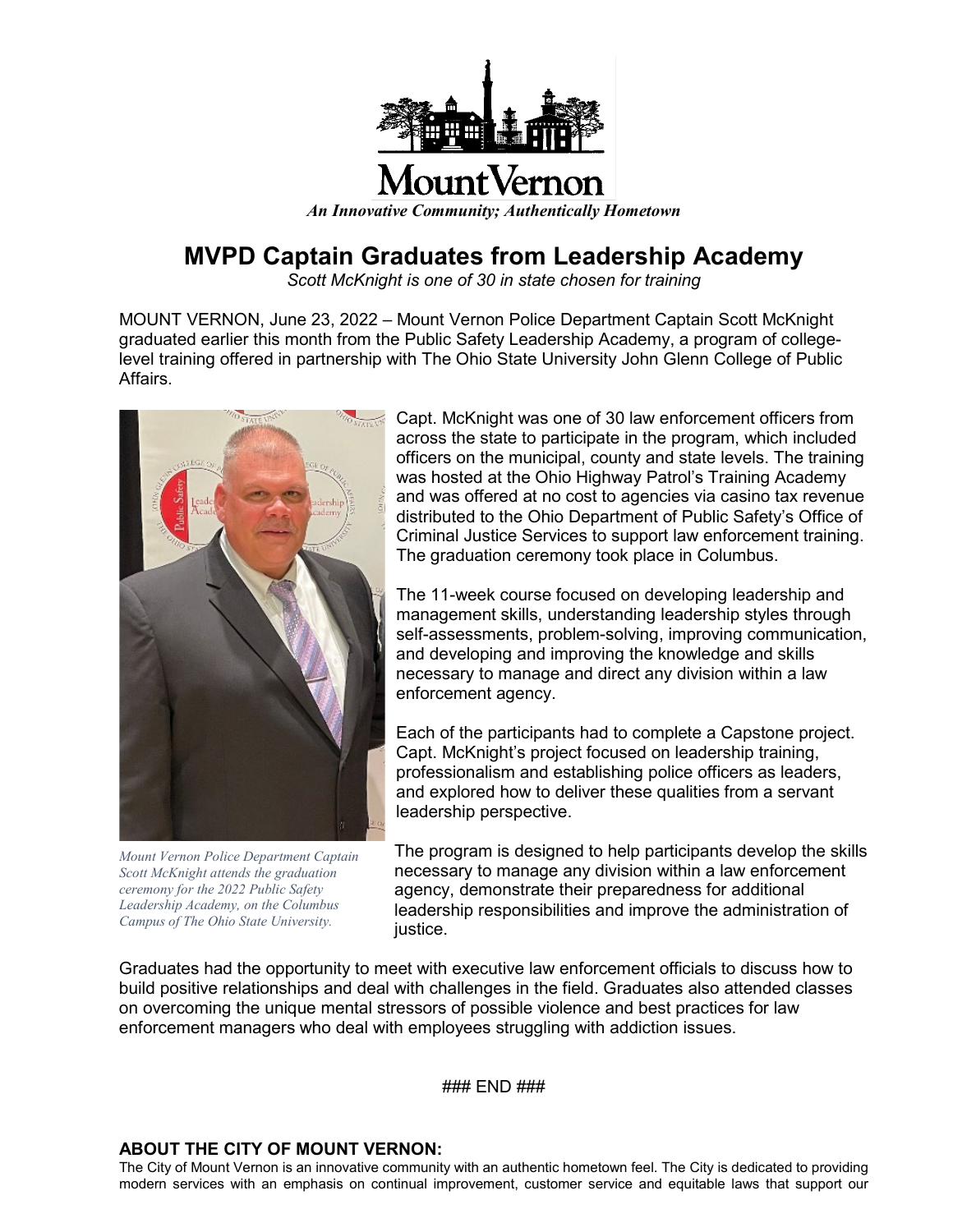Mount Vernon

*An Innovative Community; Authentically Hometown*

# MVPD Captain Graduates from Leadership Academy

*Scott McKnight is one of 30 in state chosen for training*

MOUNT VERNON, June 23, 2022 – Mount Vernon Police Department Captain Scott McKnight graduated earlier this month from the Public Safety Leadership Academy, a program of college-level training offered in partnership with The Ohio State University John Glenn College of Public Affairs.

Capt. McKnight was one of 30 law enforcement officers from across the state to participate in the program, which included officers on the municipal, county and state levels. The training was hosted at the Ohio Highway Patrol's Training Academy and was offered at no cost to agencies via casino tax revenue distributed to the Ohio Department of Public Safety's Office of Criminal Justice Services to support law enforcement training. The graduation ceremony took place in Columbus.

The 11-week course focused on developing leadership and management skills, understanding leadership styles through self-assessments, problem-solving, improving communication, and developing and improving the knowledge and skills necessary to manage and direct any division within a law enforcement agency.

Each of the participants had to complete a Capstone project. Capt. McKnight's project focused on leadership training, professionalism and establishing police officers as leaders, and explored how to deliver these qualities from a servant leadership perspective.

The program is designed to help participants develop the skills necessary to manage any division within a law enforcement agency, demonstrate their preparedness for additional leadership responsibilities and improve the administration of justice.

*Mount Vernon Police Department Captain Scott McKnight attends the graduation ceremony for the 2022 Public Safety Leadership Academy, on the Columbus Campus of The Ohio State University.*

Graduates had the opportunity to meet with executive law enforcement officials to discuss how to build positive relationships and deal with challenges in the field. Graduates also attended classes on overcoming the unique mental stressors of possible violence and best practices for law enforcement managers who deal with employees struggling with addiction issues.

### END ###

**ABOUT THE CITY OF MOUNT VERNON:**

The City of Mount Vernon is an innovative community with an authentic hometown feel. The City is dedicated to providing modern services with an emphasis on continual improvement, customer service and equitable laws that support our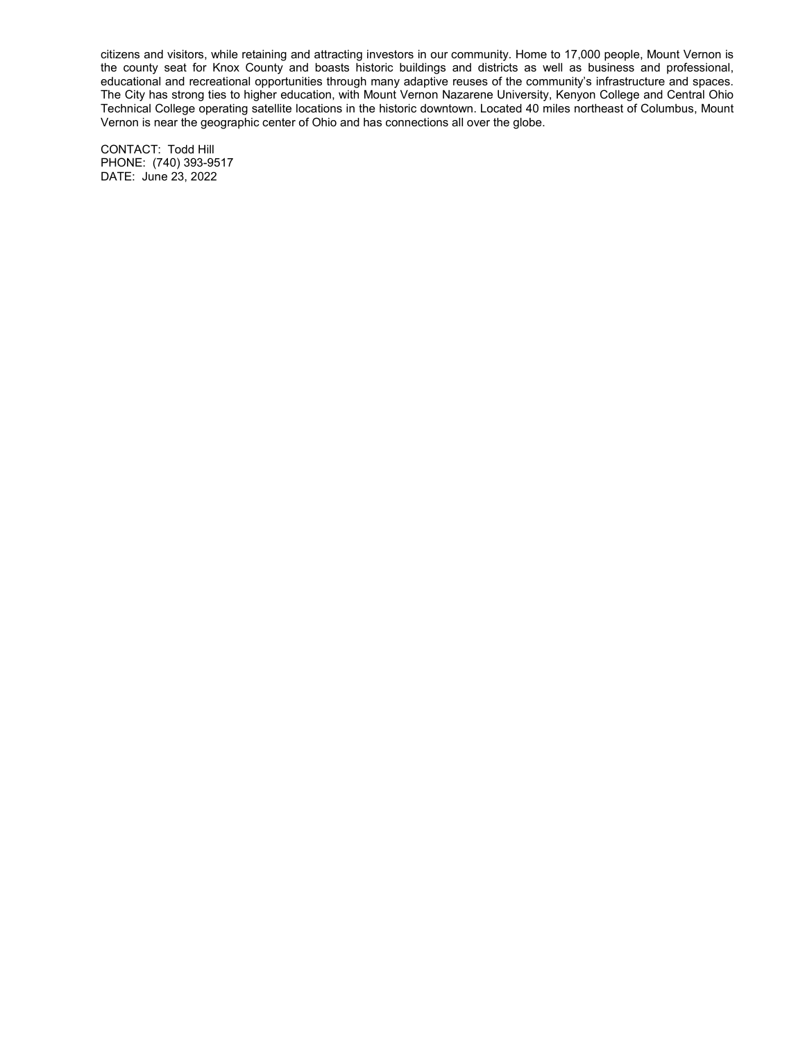citizens and visitors, while retaining and attracting investors in our community. Home to 17,000 people, Mount Vernon is the county seat for Knox County and boasts historic buildings and districts as well as business and professional, educational and recreational opportunities through many adaptive reuses of the community's infrastructure and spaces. The City has strong ties to higher education, with Mount Vernon Nazarene University, Kenyon College and Central Ohio Technical College operating satellite locations in the historic downtown. Located 40 miles northeast of Columbus, Mount Vernon is near the geographic center of Ohio and has connections all over the globe.

CONTACT: Todd Hill
PHONE: (740) 393-9517
DATE: June 23, 2022